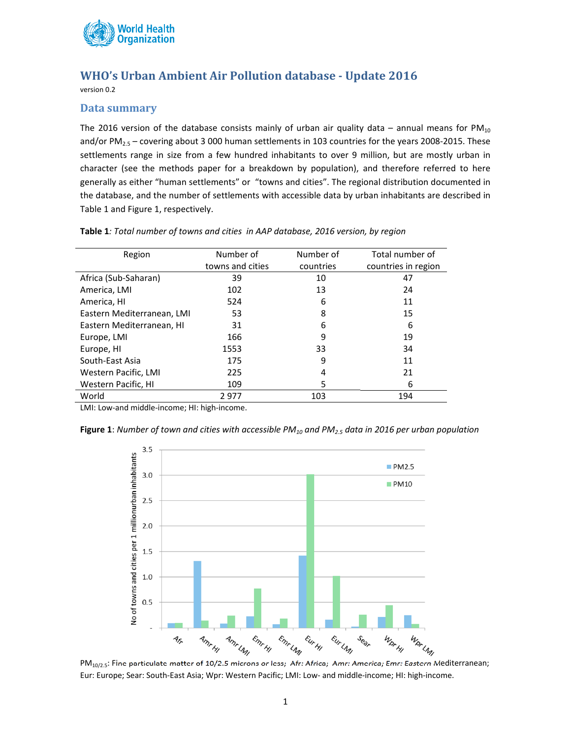# WHO's Urban Ambient Air Pollution database - Update 2016

version 0.2

## Data summary

The 2016 version of the database consists mainly of urban air quality data – annual means for $PM_{10}$ and/or $PM_{2.5}$ – covering about 3 000 human settlements in 103 countries for the years 2008-2015. These settlements range in size from a few hundred inhabitants to over 9 million, but are mostly urban in character (see the methods paper for a breakdown by population), and therefore referred to here generally as either "human settlements" or "towns and cities". The regional distribution documented in the database, and the number of settlements with accessible data by urban inhabitants are described in Table 1 and Figure 1, respectively.

**Table 1***: Total number of towns and cities in AAP database, 2016 version, by region*

| Region | Number of towns and cities | Number of countries | Total number of countries in region |
|---|---|---|---|
| Africa (Sub-Saharan) | 39 | 10 | 47 |
| America, LMI | 102 | 13 | 24 |
| America, HI | 524 | 6 | 11 |
| Eastern Mediterranean, LMI | 53 | 8 | 15 |
| Eastern Mediterranean, HI | 31 | 6 | 6 |
| Europe, LMI | 166 | 9 | 19 |
| Europe, HI | 1553 | 33 | 34 |
| South-East Asia | 175 | 9 | 11 |
| Western Pacific, LMI | 225 | 4 | 21 |
| Western Pacific, HI | 109 | 5 | 6 |
| World | 2 977 | 103 | 194 |

LMI: Low-and middle-income; HI: high-income.

**Figure 1**: *Number of town and cities with accessible $PM_{10}$ and $PM_{2.5}$ data in 2016 per urban population*

$PM_{10/2.5}$: Fine particulate matter of 10/2.5 microns or less; Afr: Africa; Amr: America; Emr: Eastern Mediterranean; Eur: Europe; Sear: South-East Asia; Wpr: Western Pacific; LMI: Low- and middle-income; HI: high-income.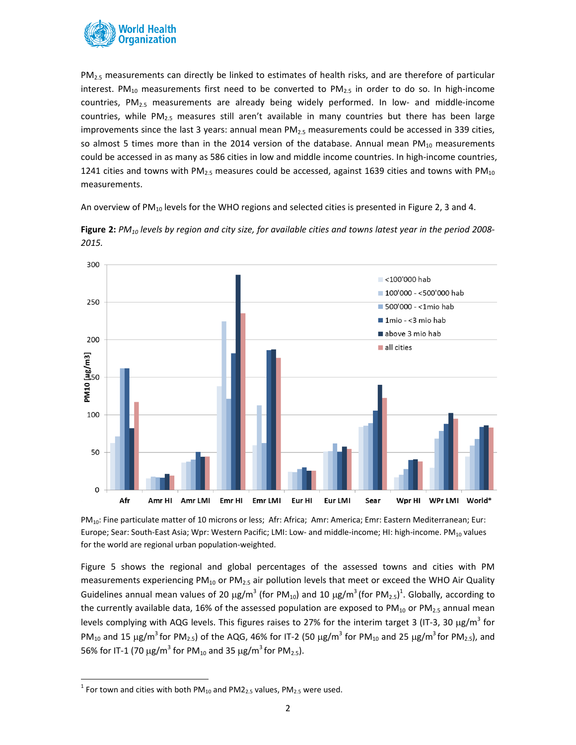$PM_{2.5}$ measurements can directly be linked to estimates of health risks, and are therefore of particular interest. $PM_{10}$ measurements first need to be converted to $PM_{2.5}$ in order to do so. In high-income countries, $PM_{2.5}$ measurements are already being widely performed. In low- and middle-income countries, while $PM_{2.5}$ measures still aren't available in many countries but there has been large improvements since the last 3 years: annual mean $PM_{2.5}$ measurements could be accessed in 339 cities, so almost 5 times more than in the 2014 version of the database. Annual mean $PM_{10}$ measurements could be accessed in as many as 586 cities in low and middle income countries. In high-income countries, 1241 cities and towns with $PM_{2.5}$ measures could be accessed, against 1639 cities and towns with $PM_{10}$ measurements.

An overview of $PM_{10}$ levels for the WHO regions and selected cities is presented in Figure 2, 3 and 4.

**Figure 2:** *$PM_{10}$ levels by region and city size, for available cities and towns latest year in the period 2008-2015.*

$PM_{10}$: Fine particulate matter of 10 microns or less; Afr: Africa; Amr: America; Emr: Eastern Mediterranean; Eur: Europe; Sear: South-East Asia; Wpr: Western Pacific; LMI: Low- and middle-income; HI: high-income. $PM_{10}$ values for the world are regional urban population-weighted.

Figure 5 shows the regional and global percentages of the assessed towns and cities with PM measurements experiencing $PM_{10}$ or $PM_{2.5}$ air pollution levels that meet or exceed the WHO Air Quality Guidelines annual mean values of 20 $\mu g/m^3$ (for $PM_{10}$) and 10 $\mu g/m^3$ (for $PM_{2.5}$)[1]. Globally, according to the currently available data, 16% of the assessed population are exposed to $PM_{10}$ or $PM_{2.5}$ annual mean levels complying with AQG levels. This figures raises to 27% for the interim target 3 (IT-3, 30 $\mu g/m^3$ for $PM_{10}$ and 15 $\mu g/m^3$ for $PM_{2.5}$) of the AQG, 46% for IT-2 (50 $\mu g/m^3$ for $PM_{10}$ and 25 $\mu g/m^3$ for $PM_{2.5}$), and 56% for IT-1 (70 $\mu g/m^3$ for $PM_{10}$ and 35 $\mu g/m^3$ for $PM_{2.5}$).

[1] For town and cities with both $PM_{10}$ and $PM2_{2.5}$ values, $PM_{2.5}$ were used.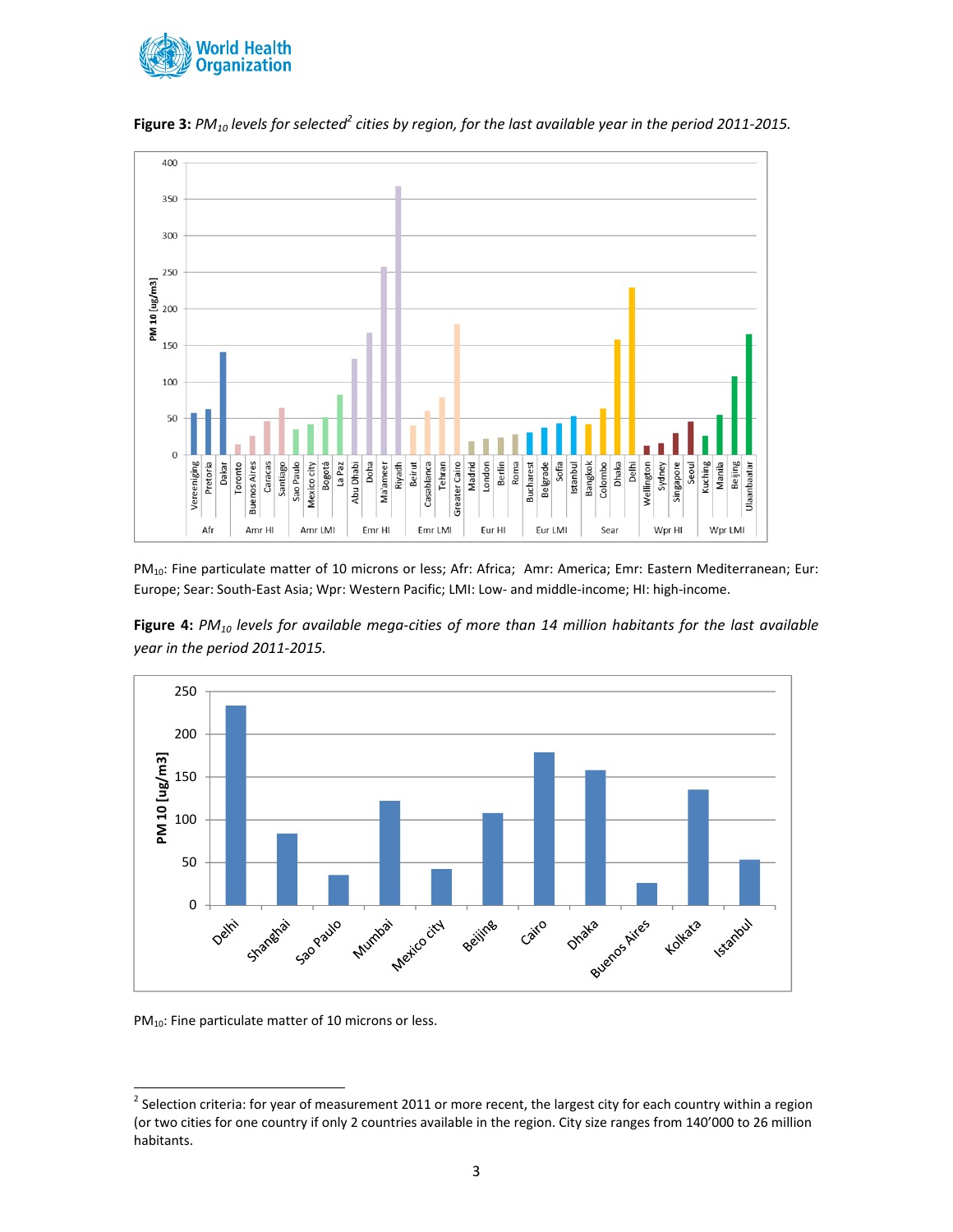**Figure 3:** *$PM_{10}$ levels for selected[2] cities by region, for the last available year in the period 2011-2015.*

$PM_{10}$: Fine particulate matter of 10 microns or less; Afr: Africa; Amr: America; Emr: Eastern Mediterranean; Eur: Europe; Sear: South-East Asia; Wpr: Western Pacific; LMI: Low- and middle-income; HI: high-income.

**Figure 4:** *$PM_{10}$ levels for available mega-cities of more than 14 million habitants for the last available year in the period 2011-2015.*

$PM_{10}$: Fine particulate matter of 10 microns or less.

[2] Selection criteria: for year of measurement 2011 or more recent, the largest city for each country within a region (or two cities for one country if only 2 countries available in the region. City size ranges from 140'000 to 26 million habitants.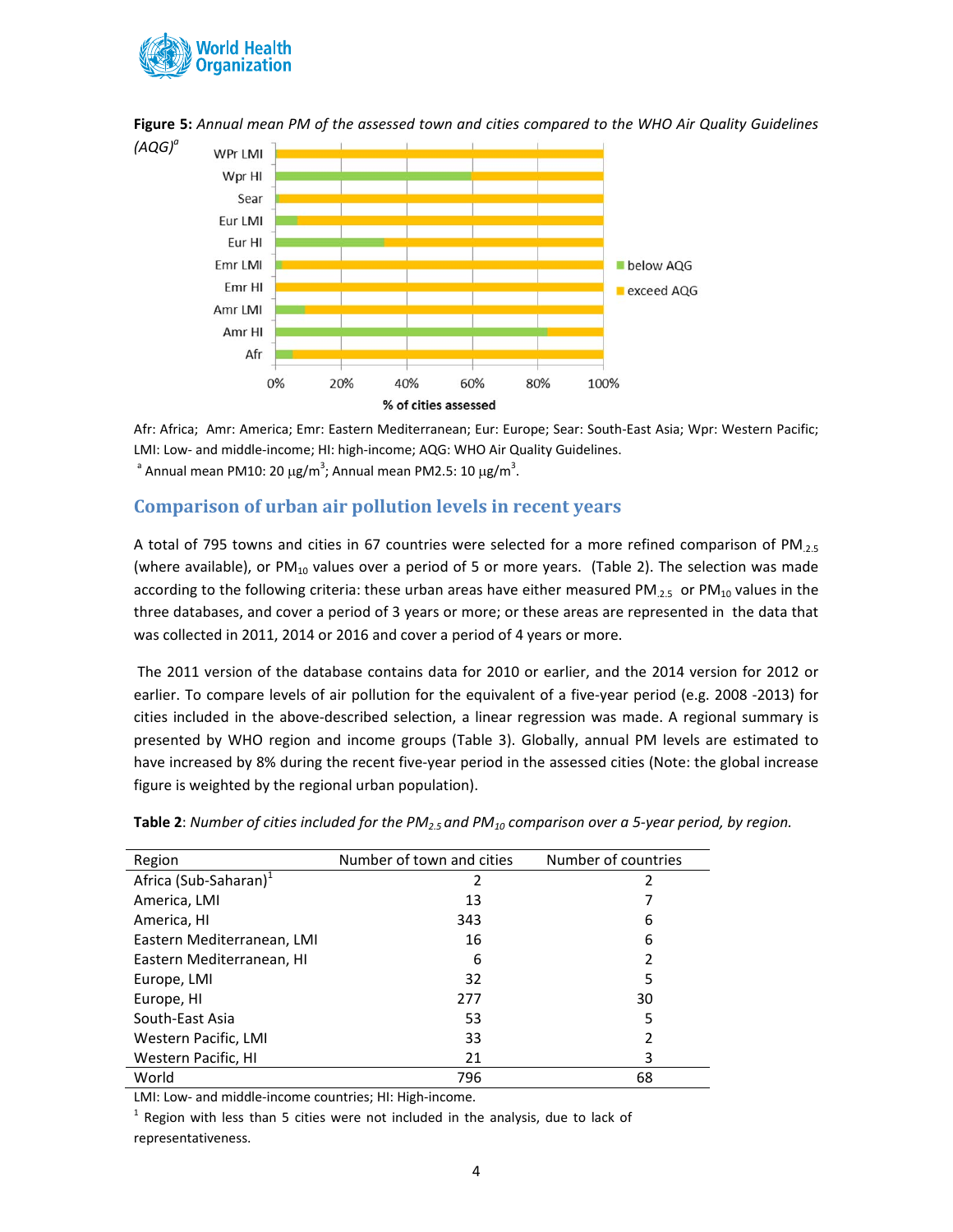**Figure 5:** *Annual mean PM of the assessed town and cities compared to the WHO Air Quality Guidelines (AQG)[a]*

Afr: Africa; Amr: America; Emr: Eastern Mediterranean; Eur: Europe; Sear: South-East Asia; Wpr: Western Pacific; LMI: Low- and middle-income; HI: high-income; AQG: WHO Air Quality Guidelines.

[a] Annual mean PM10: 20 μg/$m^3$; Annual mean PM2.5: 10 μg/$m^3$.

## Comparison of urban air pollution levels in recent years

A total of 795 towns and cities in 67 countries were selected for a more refined comparison of $PM_{2.5}$ (where available), or $PM_{10}$ values over a period of 5 or more years. (Table 2). The selection was made according to the following criteria: these urban areas have either measured $PM_{2.5}$ or $PM_{10}$ values in the three databases, and cover a period of 3 years or more; or these areas are represented in the data that was collected in 2011, 2014 or 2016 and cover a period of 4 years or more.

The 2011 version of the database contains data for 2010 or earlier, and the 2014 version for 2012 or earlier. To compare levels of air pollution for the equivalent of a five-year period (e.g. 2008 -2013) for cities included in the above-described selection, a linear regression was made. A regional summary is presented by WHO region and income groups (Table 3). Globally, annual PM levels are estimated to have increased by 8% during the recent five-year period in the assessed cities (Note: the global increase figure is weighted by the regional urban population).

**Table 2**: *Number of cities included for the $PM_{2.5}$ and $PM_{10}$ comparison over a 5-year period, by region.*

| Region | Number of town and cities | Number of countries |
|---|---|---|
| Africa (Sub-Saharan)[1] | 2 | 2 |
| America, LMI | 13 | 7 |
| America, HI | 343 | 6 |
| Eastern Mediterranean, LMI | 16 | 6 |
| Eastern Mediterranean, HI | 6 | 2 |
| Europe, LMI | 32 | 5 |
| Europe, HI | 277 | 30 |
| South-East Asia | 53 | 5 |
| Western Pacific, LMI | 33 | 2 |
| Western Pacific, HI | 21 | 3 |
| World | 796 | 68 |

LMI: Low- and middle-income countries; HI: High-income.

[1] Region with less than 5 cities were not included in the analysis, due to lack of representativeness.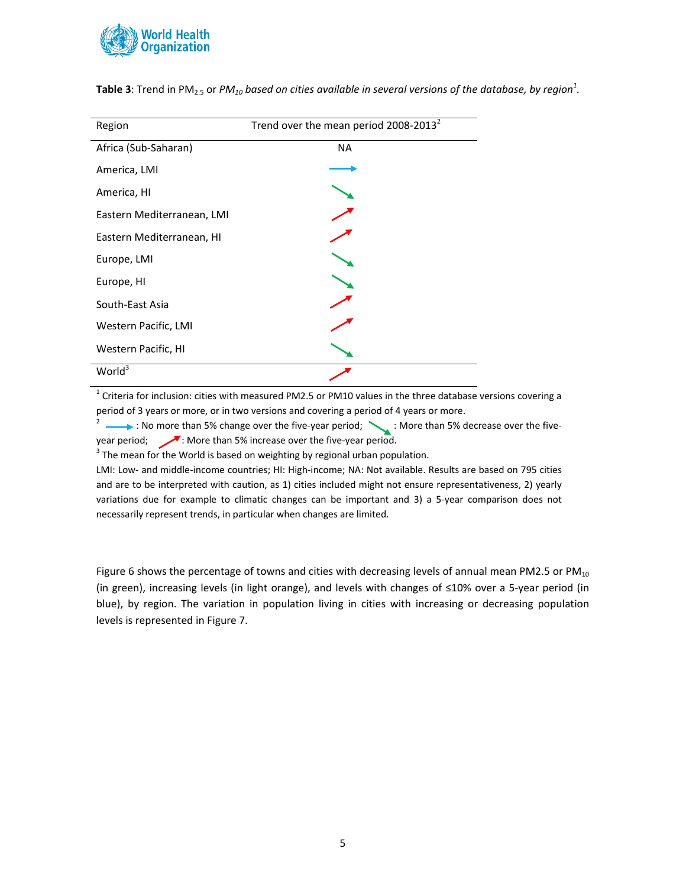**Table 3**: Trend in $PM_{2.5}$ or $PM_{10}$ *based on cities available in several versions of the database, by region*[1].

| Region | Trend over the mean period 2008-2013[2] |
|---|---|
| Africa (Sub-Saharan) | NA |
| America, LMI | → |
| America, HI | ↘ |
| Eastern Mediterranean, LMI | ↗ |
| Eastern Mediterranean, HI | ↗ |
| Europe, LMI | ↘ |
| Europe, HI | ↘ |
| South-East Asia | ↗ |
| Western Pacific, LMI | ↗ |
| Western Pacific, HI | ↘ |
| World[3] | ↗ |

[1] Criteria for inclusion: cities with measured PM2.5 or PM10 values in the three database versions covering a period of 3 years or more, or in two versions and covering a period of 4 years or more.

[2] → : No more than 5% change over the five-year period; ↘ : More than 5% decrease over the five-year period; ↗ : More than 5% increase over the five-year period.

[3] The mean for the World is based on weighting by regional urban population.

LMI: Low- and middle-income countries; HI: High-income; NA: Not available. Results are based on 795 cities and are to be interpreted with caution, as 1) cities included might not ensure representativeness, 2) yearly variations due for example to climatic changes can be important and 3) a 5-year comparison does not necessarily represent trends, in particular when changes are limited.

Figure 6 shows the percentage of towns and cities with decreasing levels of annual mean PM2.5 or $PM_{10}$ (in green), increasing levels (in light orange), and levels with changes of ≤10% over a 5-year period (in blue), by region. The variation in population living in cities with increasing or decreasing population levels is represented in Figure 7.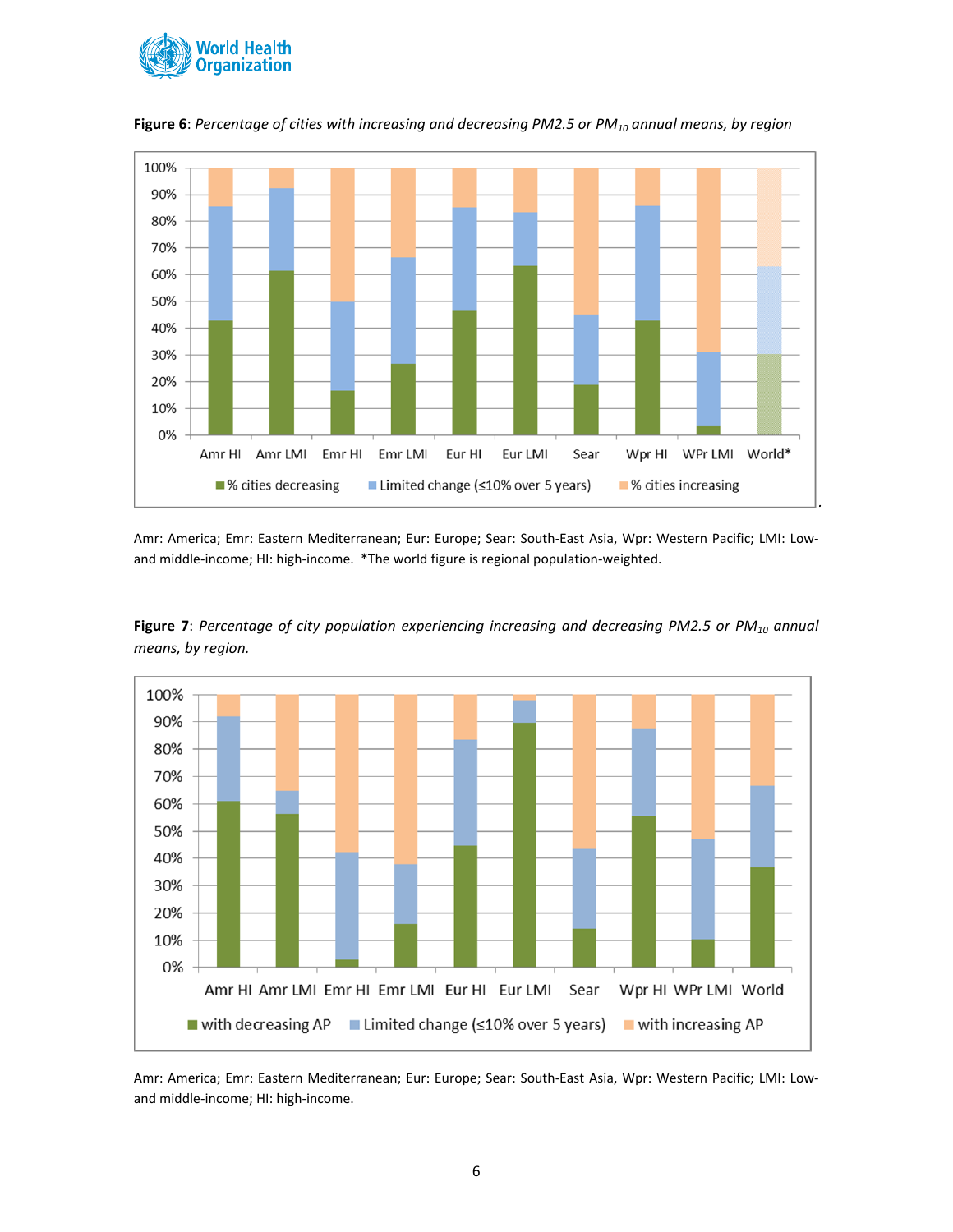**Figure 6**: *Percentage of cities with increasing and decreasing PM2.5 or $PM_{10}$ annual means, by region*

Amr: America; Emr: Eastern Mediterranean; Eur: Europe; Sear: South-East Asia, Wpr: Western Pacific; LMI: Low- and middle-income; HI: high-income. *The world figure is regional population-weighted.

**Figure 7**: *Percentage of city population experiencing increasing and decreasing PM2.5 or $PM_{10}$ annual means, by region.*

Amr: America; Emr: Eastern Mediterranean; Eur: Europe; Sear: South-East Asia, Wpr: Western Pacific; LMI: Low- and middle-income; HI: high-income.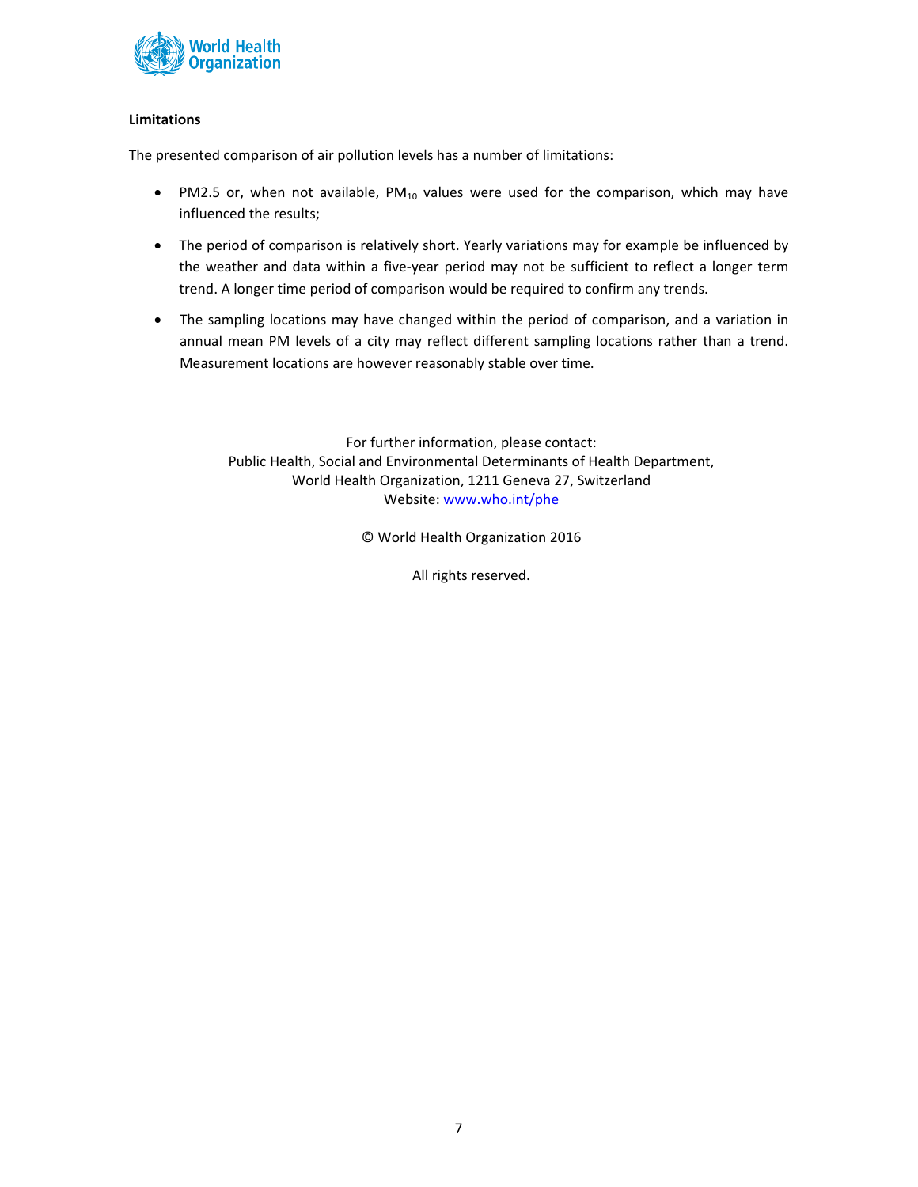**Limitations**

The presented comparison of air pollution levels has a number of limitations:

- PM2.5 or, when not available, $PM_{10}$ values were used for the comparison, which may have influenced the results;
- The period of comparison is relatively short. Yearly variations may for example be influenced by the weather and data within a five-year period may not be sufficient to reflect a longer term trend. A longer time period of comparison would be required to confirm any trends.
- The sampling locations may have changed within the period of comparison, and a variation in annual mean PM levels of a city may reflect different sampling locations rather than a trend. Measurement locations are however reasonably stable over time.

For further information, please contact:
Public Health, Social and Environmental Determinants of Health Department,
World Health Organization, 1211 Geneva 27, Switzerland
Website: www.who.int/phe

© World Health Organization 2016

All rights reserved.